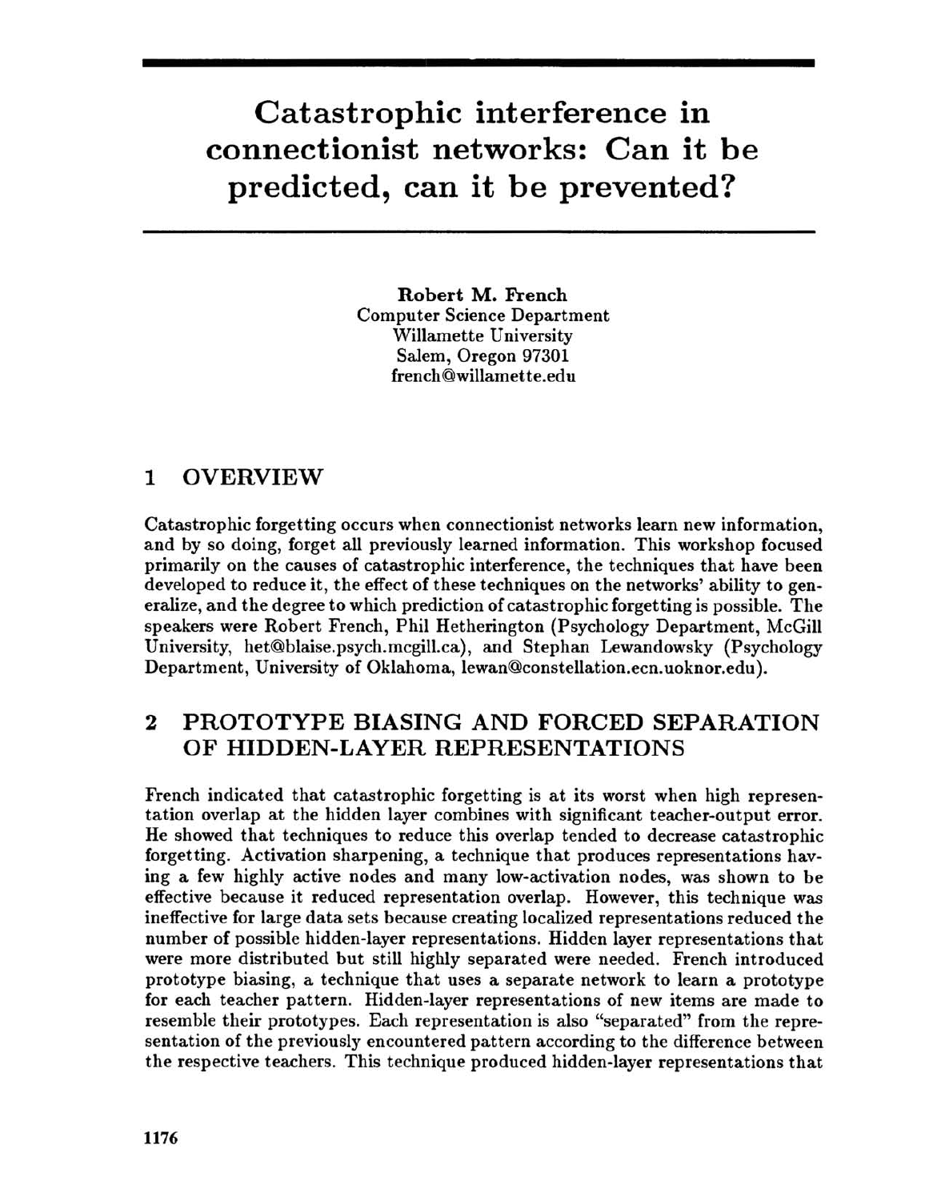# Catastrophic interference in connectionist networks: Can it be predicted, can it be prevented?

**Robert M. French**
Computer Science Department
Willamette University
Salem, Oregon 97301
french@willamette.edu

## 1 OVERVIEW

Catastrophic forgetting occurs when connectionist networks learn new information, and by so doing, forget all previously learned information. This workshop focused primarily on the causes of catastrophic interference, the techniques that have been developed to reduce it, the effect of these techniques on the networks' ability to generalize, and the degree to which prediction of catastrophic forgetting is possible. The speakers were Robert French, Phil Hetherington (Psychology Department, McGill University, het@blaise.psych.mcgill.ca), and Stephan Lewandowsky (Psychology Department, University of Oklahoma, lewan@constellation.ecn.uoknor.edu).

## 2 PROTOTYPE BIASING AND FORCED SEPARATION OF HIDDEN-LAYER REPRESENTATIONS

French indicated that catastrophic forgetting is at its worst when high representation overlap at the hidden layer combines with significant teacher-output error. He showed that techniques to reduce this overlap tended to decrease catastrophic forgetting. Activation sharpening, a technique that produces representations having a few highly active nodes and many low-activation nodes, was shown to be effective because it reduced representation overlap. However, this technique was ineffective for large data sets because creating localized representations reduced the number of possible hidden-layer representations. Hidden layer representations that were more distributed but still highly separated were needed. French introduced prototype biasing, a technique that uses a separate network to learn a prototype for each teacher pattern. Hidden-layer representations of new items are made to resemble their prototypes. Each representation is also "separated" from the representation of the previously encountered pattern according to the difference between the respective teachers. This technique produced hidden-layer representations that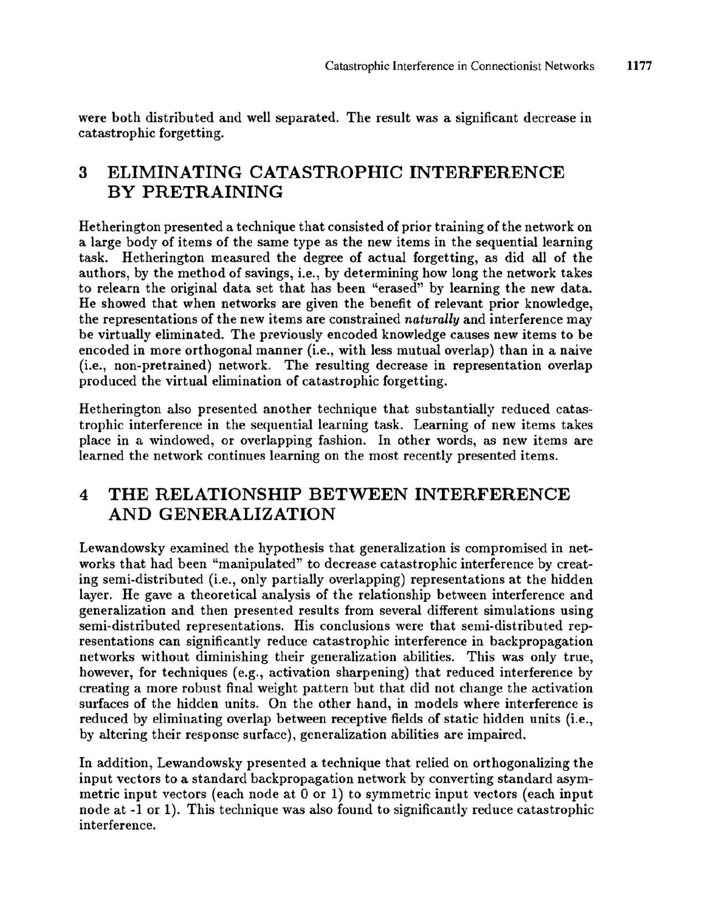were both distributed and well separated. The result was a significant decrease in catastrophic forgetting.

## 3 ELIMINATING CATASTROPHIC INTERFERENCE BY PRETRAINING

Hetherington presented a technique that consisted of prior training of the network on a large body of items of the same type as the new items in the sequential learning task. Hetherington measured the degree of actual forgetting, as did all of the authors, by the method of savings, i.e., by determining how long the network takes to relearn the original data set that has been "erased" by learning the new data. He showed that when networks are given the benefit of relevant prior knowledge, the representations of the new items are constrained *naturally* and interference may be virtually eliminated. The previously encoded knowledge causes new items to be encoded in more orthogonal manner (i.e., with less mutual overlap) than in a naive (i.e., non-pretrained) network. The resulting decrease in representation overlap produced the virtual elimination of catastrophic forgetting.

Hetherington also presented another technique that substantially reduced catastrophic interference in the sequential learning task. Learning of new items takes place in a windowed, or overlapping fashion. In other words, as new items are learned the network continues learning on the most recently presented items.

## 4 THE RELATIONSHIP BETWEEN INTERFERENCE AND GENERALIZATION

Lewandowsky examined the hypothesis that generalization is compromised in networks that had been "manipulated" to decrease catastrophic interference by creating semi-distributed (i.e., only partially overlapping) representations at the hidden layer. He gave a theoretical analysis of the relationship between interference and generalization and then presented results from several different simulations using semi-distributed representations. His conclusions were that semi-distributed representations can significantly reduce catastrophic interference in backpropagation networks without diminishing their generalization abilities. This was only true, however, for techniques (e.g., activation sharpening) that reduced interference by creating a more robust final weight pattern but that did not change the activation surfaces of the hidden units. On the other hand, in models where interference is reduced by eliminating overlap between receptive fields of static hidden units (i.e., by altering their response surface), generalization abilities are impaired.

In addition, Lewandowsky presented a technique that relied on orthogonalizing the input vectors to a standard backpropagation network by converting standard asymmetric input vectors (each node at 0 or 1) to symmetric input vectors (each input node at -1 or 1). This technique was also found to significantly reduce catastrophic interference.